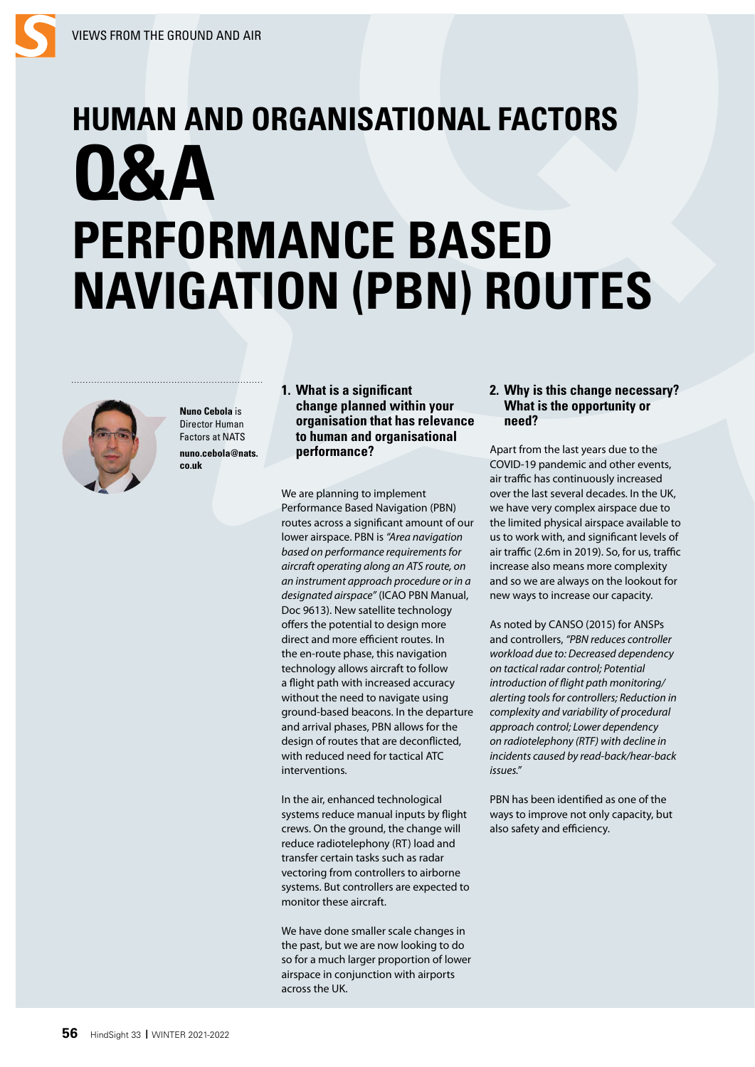# HUMAN AND ORGANISATIONAL FACTORS Q&A

# PERFORMANCE BASED NAVIGATION (PBN) ROUTES

**Nuno Cebola** is Director Human Factors at NATS

**nuno.cebola@nats.co.uk**

### 1. What is a significant change planned within your organisation that has relevance to human and organisational performance?

We are planning to implement Performance Based Navigation (PBN) routes across a significant amount of our lower airspace. PBN is *"Area navigation based on performance requirements for aircraft operating along an ATS route, on an instrument approach procedure or in a designated airspace"* (ICAO PBN Manual, Doc 9613). New satellite technology offers the potential to design more direct and more efficient routes. In the en-route phase, this navigation technology allows aircraft to follow a flight path with increased accuracy without the need to navigate using ground-based beacons. In the departure and arrival phases, PBN allows for the design of routes that are deconflicted, with reduced need for tactical ATC interventions.

In the air, enhanced technological systems reduce manual inputs by flight crews. On the ground, the change will reduce radiotelephony (RT) load and transfer certain tasks such as radar vectoring from controllers to airborne systems. But controllers are expected to monitor these aircraft.

We have done smaller scale changes in the past, but we are now looking to do so for a much larger proportion of lower airspace in conjunction with airports across the UK.

### 2. Why is this change necessary? What is the opportunity or need?

Apart from the last years due to the COVID-19 pandemic and other events, air traffic has continuously increased over the last several decades. In the UK, we have very complex airspace due to the limited physical airspace available to us to work with, and significant levels of air traffic (2.6m in 2019). So, for us, traffic increase also means more complexity and so we are always on the lookout for new ways to increase our capacity.

As noted by CANSO (2015) for ANSPs and controllers, *"PBN reduces controller workload due to: Decreased dependency on tactical radar control; Potential introduction of flight path monitoring/alerting tools for controllers; Reduction in complexity and variability of procedural approach control; Lower dependency on radiotelephony (RTF) with decline in incidents caused by read-back/hear-back issues."*

PBN has been identified as one of the ways to improve not only capacity, but also safety and efficiency.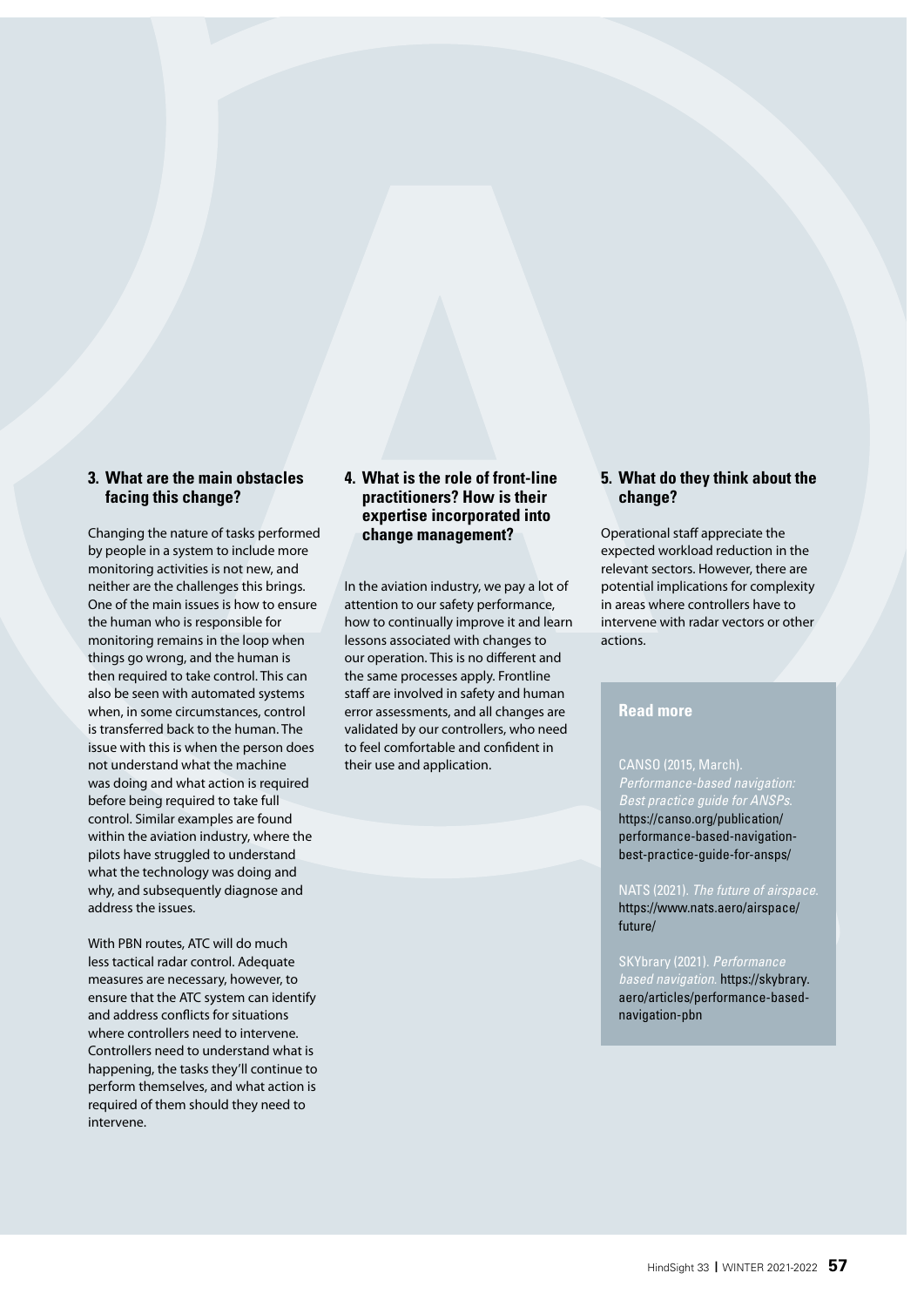### 3. What are the main obstacles facing this change?

Changing the nature of tasks performed by people in a system to include more monitoring activities is not new, and neither are the challenges this brings. One of the main issues is how to ensure the human who is responsible for monitoring remains in the loop when things go wrong, and the human is then required to take control. This can also be seen with automated systems when, in some circumstances, control is transferred back to the human. The issue with this is when the person does not understand what the machine was doing and what action is required before being required to take full control. Similar examples are found within the aviation industry, where the pilots have struggled to understand what the technology was doing and why, and subsequently diagnose and address the issues.

With PBN routes, ATC will do much less tactical radar control. Adequate measures are necessary, however, to ensure that the ATC system can identify and address conflicts for situations where controllers need to intervene. Controllers need to understand what is happening, the tasks they'll continue to perform themselves, and what action is required of them should they need to intervene.

### 4. What is the role of front-line practitioners? How is their expertise incorporated into change management?

In the aviation industry, we pay a lot of attention to our safety performance, how to continually improve it and learn lessons associated with changes to our operation. This is no different and the same processes apply. Frontline staff are involved in safety and human error assessments, and all changes are validated by our controllers, who need to feel comfortable and confident in their use and application.

### 5. What do they think about the change?

Operational staff appreciate the expected workload reduction in the relevant sectors. However, there are potential implications for complexity in areas where controllers have to intervene with radar vectors or other actions.

**Read more**

CANSO (2015, March). *Performance-based navigation: Best practice guide for ANSPs.* https://canso.org/publication/performance-based-navigation-best-practice-guide-for-ansps/

NATS (2021). *The future of airspace.* https://www.nats.aero/airspace/future/

SKYbrary (2021). *Performance based navigation.* https://skybrary.aero/articles/performance-based-navigation-pbn